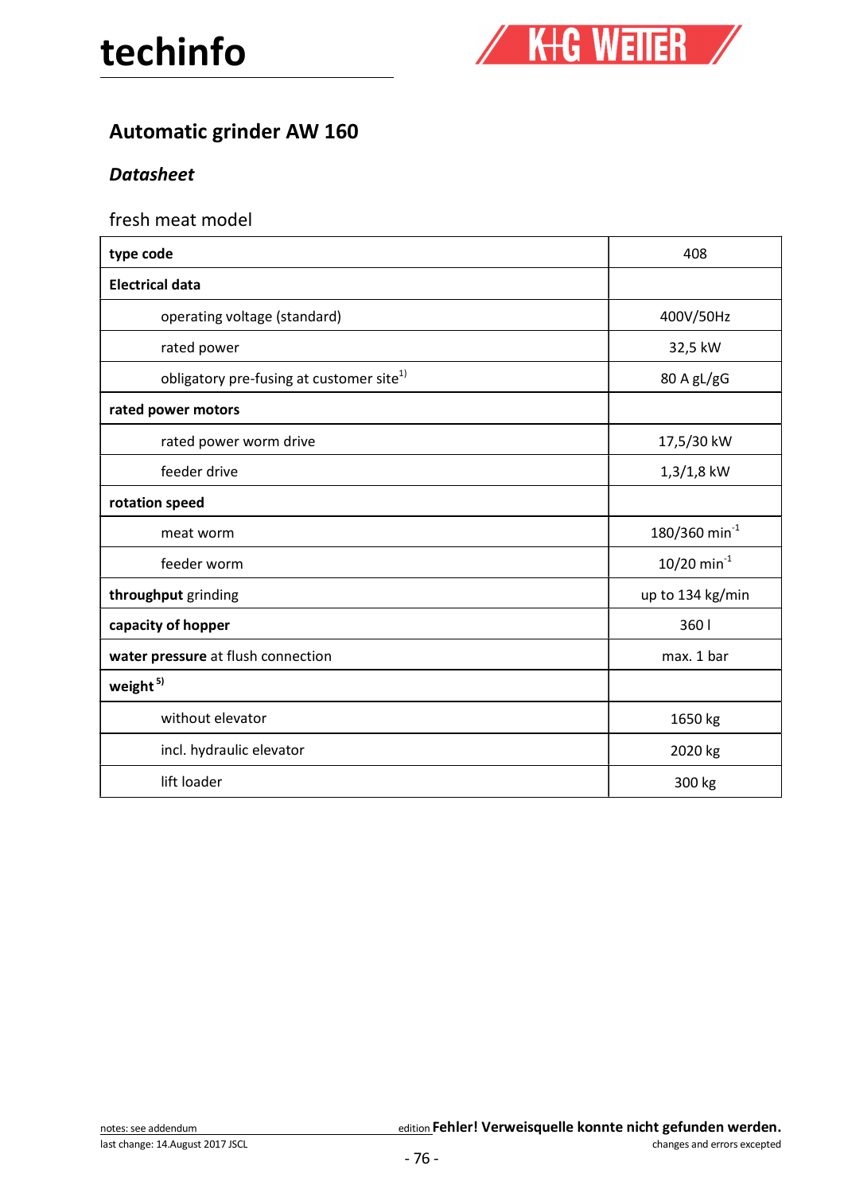# techinfo

K+G WETTER

## Automatic grinder AW 160

### *Datasheet*

fresh meat model

| type code | 408 |
|---|---|
| **Electrical data** | |
| operating voltage (standard) | 400V/50Hz |
| rated power | 32,5 kW |
| obligatory pre-fusing at customer site[1)] | 80 A gL/gG |
| **rated power motors** | |
| rated power worm drive | 17,5/30 kW |
| feeder drive | 1,3/1,8 kW |
| **rotation speed** | |
| meat worm | 180/360 $min^{-1}$ |
| feeder worm | 10/20 $min^{-1}$ |
| **throughput** grinding | up to 134 kg/min |
| **capacity of hopper** | 360 l |
| **water pressure** at flush connection | max. 1 bar |
| **weight** [5)] | |
| without elevator | 1650 kg |
| incl. hydraulic elevator | 2020 kg |
| lift loader | 300 kg |

notes: see addendum

last change: 14.August 2017 JSCL

edition **Fehler! Verweisquelle konnte nicht gefunden werden.**

changes and errors excepted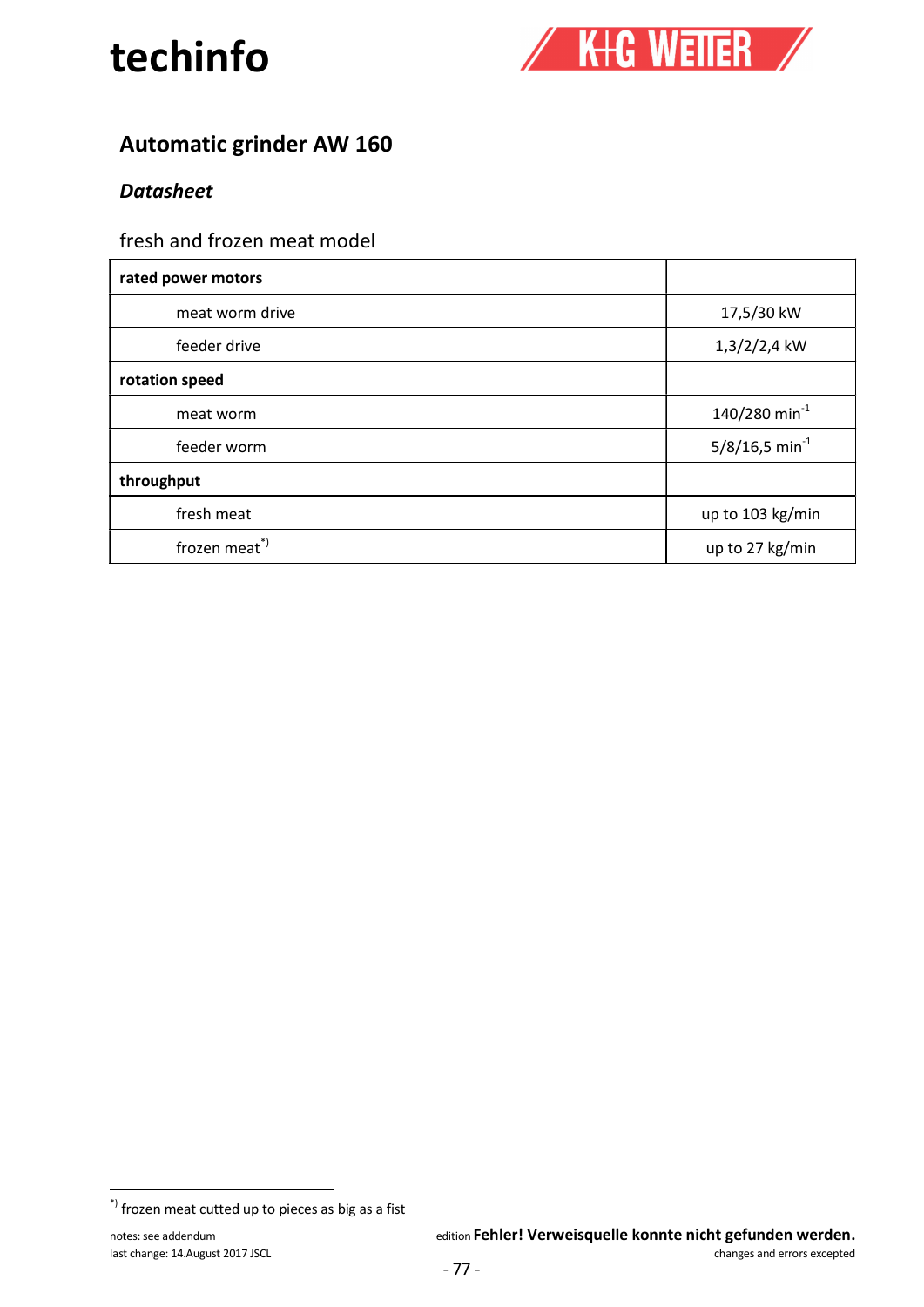# Automatic grinder AW 160

## *Datasheet*

fresh and frozen meat model

| rated power motors | |
|---|---|
| meat worm drive | 17,5/30 kW |
| feeder drive | 1,3/2/2,4 kW |
| **rotation speed** | |
| meat worm | 140/280 $min^{-1}$ |
| feeder worm | 5/8/16,5 $min^{-1}$ |
| **throughput** | |
| fresh meat | up to 103 kg/min |
| frozen meat[*)] | up to 27 kg/min |

[*)] frozen meat cutted up to pieces as big as a fist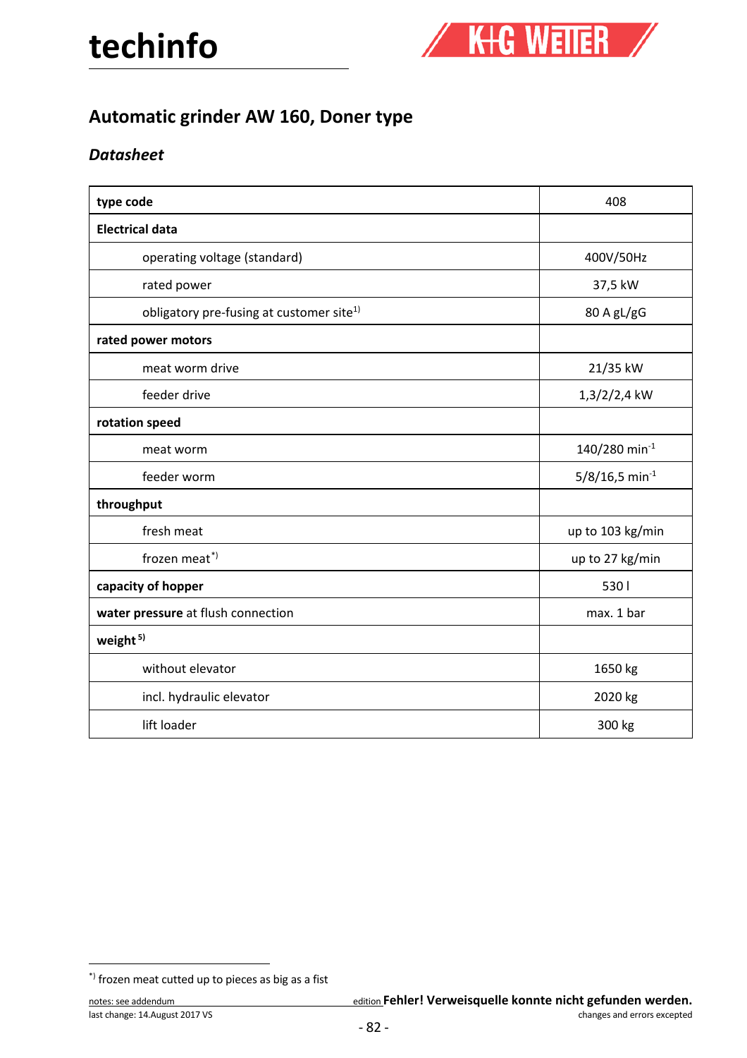# techinfo

## Automatic grinder AW 160, Doner type

### *Datasheet*

| | |
|---|---|
| **type code** | 408 |
| **Electrical data** | |
| operating voltage (standard) | 400V/50Hz |
| rated power | 37,5 kW |
| obligatory pre-fusing at customer site[1)] | 80 A gL/gG |
| **rated power motors** | |
| meat worm drive | 21/35 kW |
| feeder drive | 1,3/2/2,4 kW |
| **rotation speed** | |
| meat worm | 140/280 $min^{-1}$ |
| feeder worm | 5/8/16,5 $min^{-1}$ |
| **throughput** | |
| fresh meat | up to 103 kg/min |
| frozen meat[*)] | up to 27 kg/min |
| **capacity of hopper** | 530 l |
| **water pressure** at flush connection | max. 1 bar |
| **weight** [5)] | |
| without elevator | 1650 kg |
| incl. hydraulic elevator | 2020 kg |
| lift loader | 300 kg |

[*)] frozen meat cutted up to pieces as big as a fist

notes: see addendum

edition **Fehler! Verweisquelle konnte nicht gefunden werden.**

last change: 14.August 2017 VS

changes and errors excepted